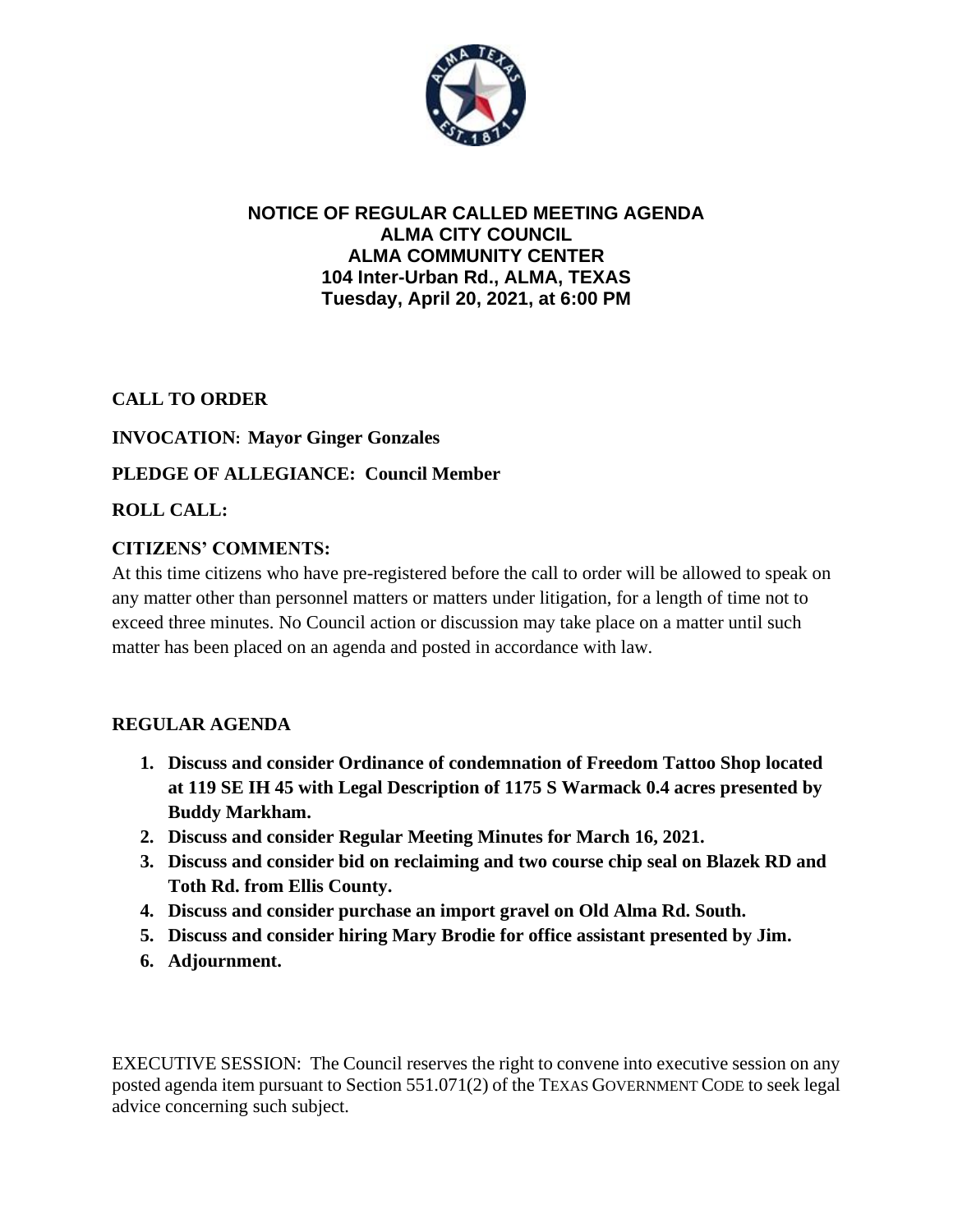**NOTICE OF REGULAR CALLED MEETING AGENDA**
**ALMA CITY COUNCIL**
**ALMA COMMUNITY CENTER**
**104 Inter-Urban Rd., ALMA, TEXAS**
**Tuesday, April 20, 2021, at 6:00 PM**

**CALL TO ORDER**

**INVOCATION: Mayor Ginger Gonzales**

**PLEDGE OF ALLEGIANCE: Council Member**

**ROLL CALL:**

**CITIZENS' COMMENTS:**

At this time citizens who have pre-registered before the call to order will be allowed to speak on any matter other than personnel matters or matters under litigation, for a length of time not to exceed three minutes. No Council action or discussion may take place on a matter until such matter has been placed on an agenda and posted in accordance with law.

**REGULAR AGENDA**

1. **Discuss and consider Ordinance of condemnation of Freedom Tattoo Shop located at 119 SE IH 45 with Legal Description of 1175 S Warmack 0.4 acres presented by Buddy Markham.**
2. **Discuss and consider Regular Meeting Minutes for March 16, 2021.**
3. **Discuss and consider bid on reclaiming and two course chip seal on Blazek RD and Toth Rd. from Ellis County.**
4. **Discuss and consider purchase an import gravel on Old Alma Rd. South.**
5. **Discuss and consider hiring Mary Brodie for office assistant presented by Jim.**
6. **Adjournment.**

EXECUTIVE SESSION: The Council reserves the right to convene into executive session on any posted agenda item pursuant to Section 551.071(2) of the TEXAS GOVERNMENT CODE to seek legal advice concerning such subject.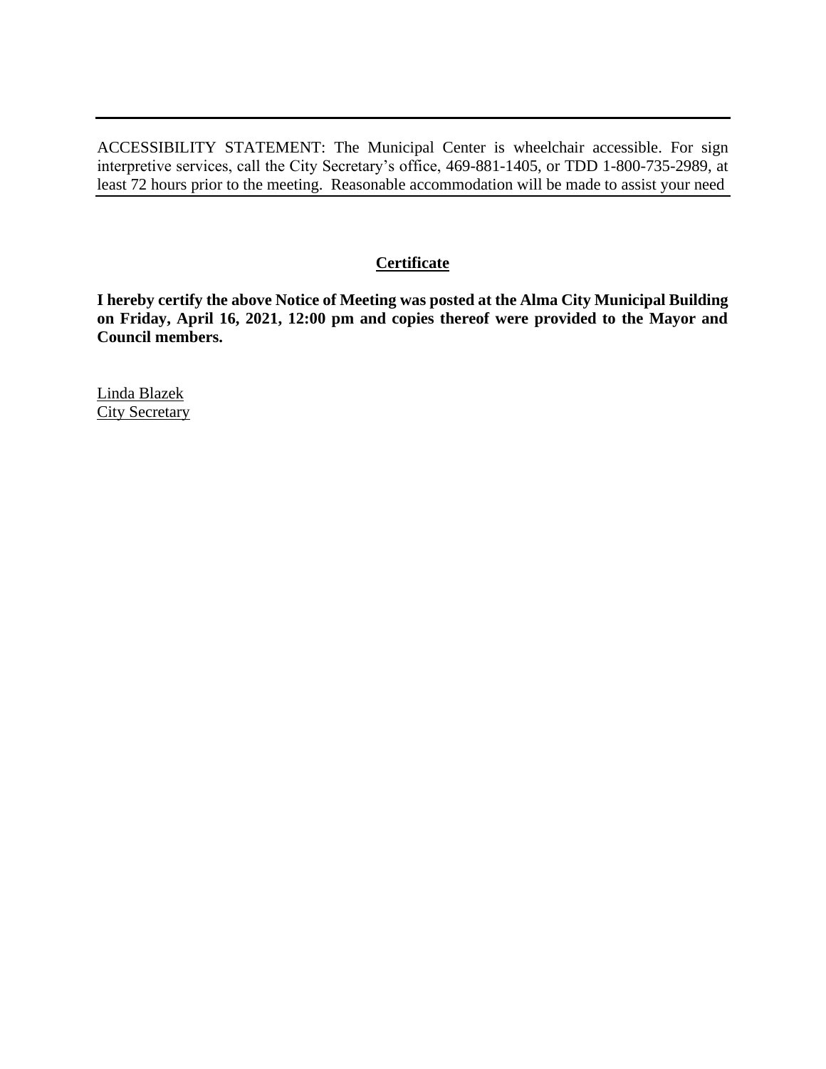ACCESSIBILITY STATEMENT: The Municipal Center is wheelchair accessible. For sign interpretive services, call the City Secretary's office, 469-881-1405, or TDD 1-800-735-2989, at least 72 hours prior to the meeting. Reasonable accommodation will be made to assist your need

## Certificate

**I hereby certify the above Notice of Meeting was posted at the Alma City Municipal Building on Friday, April 16, 2021, 12:00 pm and copies thereof were provided to the Mayor and Council members.**

Linda Blazek
City Secretary